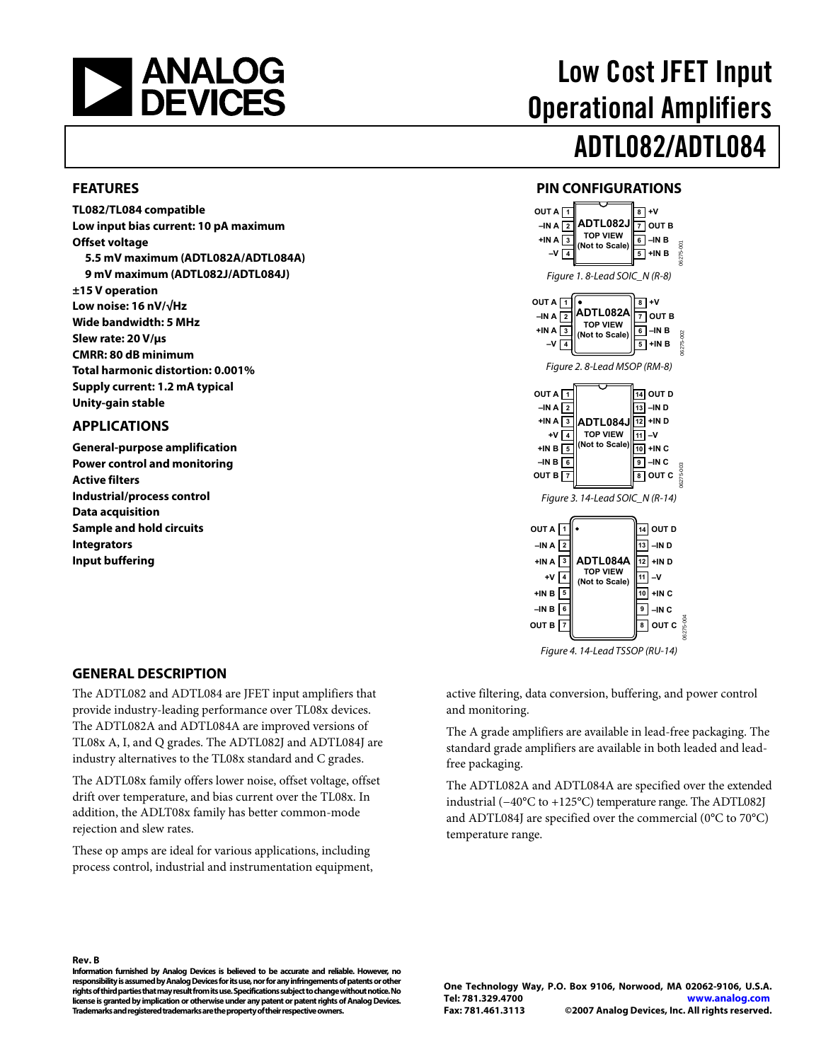# Low Cost JFET Input Operational Amplifiers

# ADTL082/ADTL084

## FEATURES

**TL082/TL084 compatible**
**Low input bias current: 10 pA maximum**
**Offset voltage**
- **5.5 mV maximum (ADTL082A/ADTL084A)**
- **9 mV maximum (ADTL082J/ADTL084J)**

**±15 V operation**
**Low noise: 16 nV/√Hz**
**Wide bandwidth: 5 MHz**
**Slew rate: 20 V/μs**
**CMRR: 80 dB minimum**
**Total harmonic distortion: 0.001%**
**Supply current: 1.2 mA typical**
**Unity-gain stable**

## APPLICATIONS

**General-purpose amplification**
**Power control and monitoring**
**Active filters**
**Industrial/process control**
**Data acquisition**
**Sample and hold circuits**
**Integrators**
**Input buffering**

## PIN CONFIGURATIONS

| Pin | Name | Pin | Name |
|---|---|---|---|
| 1 | OUT A | 8 | +V |
| 2 | –IN A | 7 | OUT B |
| 3 | +IN A | 6 | –IN B |
| 4 | –V | 5 | +IN B |

ADTL082J TOP VIEW (Not to Scale)

*Figure 1. 8-Lead SOIC_N (R-8)*

| Pin | Name | Pin | Name |
|---|---|---|---|
| 1 | OUT A | 8 | +V |
| 2 | –IN A | 7 | OUT B |
| 3 | +IN A | 6 | –IN B |
| 4 | –V | 5 | +IN B |

ADTL082A TOP VIEW (Not to Scale)

*Figure 2. 8-Lead MSOP (RM-8)*

| Pin | Name | Pin | Name |
|---|---|---|---|
| 1 | OUT A | 14 | OUT D |
| 2 | –IN A | 13 | –IN D |
| 3 | +IN A | 12 | +IN D |
| 4 | +V | 11 | –V |
| 5 | +IN B | 10 | +IN C |
| 6 | –IN B | 9 | –IN C |
| 7 | OUT B | 8 | OUT C |

ADTL084J TOP VIEW (Not to Scale)

*Figure 3. 14-Lead SOIC_N (R-14)*

| Pin | Name | Pin | Name |
|---|---|---|---|
| 1 | OUT A | 14 | OUT D |
| 2 | –IN A | 13 | –IN D |
| 3 | +IN A | 12 | +IN D |
| 4 | +V | 11 | –V |
| 5 | +IN B | 10 | +IN C |
| 6 | –IN B | 9 | –IN C |
| 7 | OUT B | 8 | OUT C |

ADTL084A TOP VIEW (Not to Scale)

*Figure 4. 14-Lead TSSOP (RU-14)*

## GENERAL DESCRIPTION

The ADTL082 and ADTL084 are JFET input amplifiers that provide industry-leading performance over TL08x devices. The ADTL082A and ADTL084A are improved versions of TL08x A, I, and Q grades. The ADTL082J and ADTL084J are industry alternatives to the TL08x standard and C grades.

The ADTL08x family offers lower noise, offset voltage, offset drift over temperature, and bias current over the TL08x. In addition, the ADLT08x family has better common-mode rejection and slew rates.

These op amps are ideal for various applications, including process control, industrial and instrumentation equipment, active filtering, data conversion, buffering, and power control and monitoring.

The A grade amplifiers are available in lead-free packaging. The standard grade amplifiers are available in both leaded and lead-free packaging.

The ADTL082A and ADTL084A are specified over the extended industrial (−40°C to +125°C) temperature range. The ADTL082J and ADTL084J are specified over the commercial (0°C to 70°C) temperature range.

**Rev. B**

**Information furnished by Analog Devices is believed to be accurate and reliable. However, no responsibility is assumed by Analog Devices for its use, nor for any infringements of patents or other rights of third parties that may result from its use. Specifications subject to change without notice. No license is granted by implication or otherwise under any patent or patent rights of Analog Devices. Trademarks and registered trademarks are the property of their respective owners.**

**One Technology Way, P.O. Box 9106, Norwood, MA 02062-9106, U.S.A.**
**Tel: 781.329.4700 www.analog.com**
**Fax: 781.461.3113 ©2007 Analog Devices, Inc. All rights reserved.**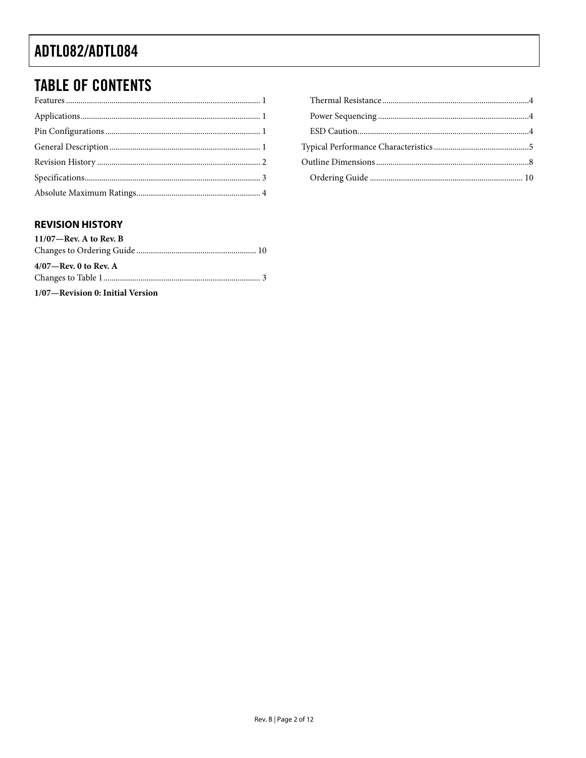## TABLE OF CONTENTS

Features ........................................................................................ 1
Applications .................................................................................. 1
Pin Configurations ....................................................................... 1
General Description ..................................................................... 1
Revision History ........................................................................... 2
Specifications ................................................................................. 3
Absolute Maximum Ratings ......................................................... 4
  Thermal Resistance .................................................................... 4
  Power Sequencing ...................................................................... 4
  ESD Caution ................................................................................ 4
Typical Performance Characteristics ........................................... 5
Outline Dimensions ....................................................................... 8
  Ordering Guide ......................................................................... 10

### REVISION HISTORY

**11/07—Rev. A to Rev. B**
Changes to Ordering Guide ......................................................... 10

**4/07—Rev. 0 to Rev. A**
Changes to Table 1 ........................................................................... 3

**1/07—Revision 0: Initial Version**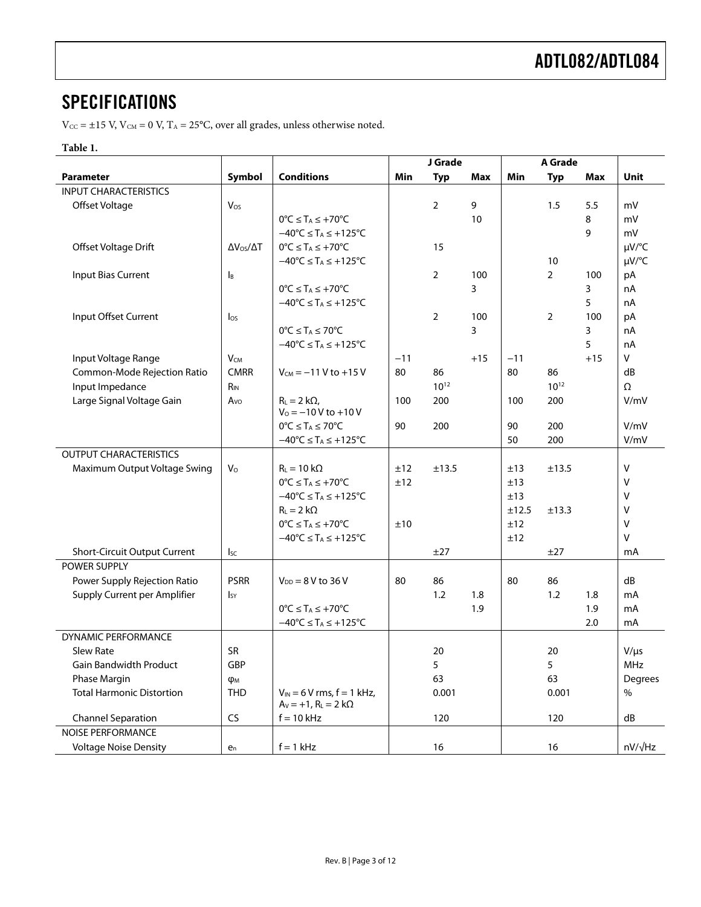# SPECIFICATIONS

$V_{CC}$ = ±15 V, $V_{CM}$ = 0 V, $T_A$ = 25°C, over all grades, unless otherwise noted.

**Table 1.**

| Parameter | Symbol | Conditions | J Grade | | | A Grade | | | Unit |
|---|---|---|---|---|---|---|---|---|---|
| | | | Min | Typ | Max | Min | Typ | Max | |
| INPUT CHARACTERISTICS | | | | | | | | | |
| Offset Voltage | $V_{OS}$ | | | 2 | 9 | | 1.5 | 5.5 | mV |
| | | 0°C ≤ $T_A$ ≤ +70°C | | | 10 | | | 8 | mV |
| | | −40°C ≤ $T_A$ ≤ +125°C | | | | | | 9 | mV |
| Offset Voltage Drift | $\Delta V_{OS}/\Delta T$ | 0°C ≤ $T_A$ ≤ +70°C | | 15 | | | | | μV/°C |
| | | −40°C ≤ $T_A$ ≤ +125°C | | | | | 10 | | μV/°C |
| Input Bias Current | $I_B$ | | | 2 | 100 | | 2 | 100 | pA |
| | | 0°C ≤ $T_A$ ≤ +70°C | | | 3 | | | 3 | nA |
| | | −40°C ≤ $T_A$ ≤ +125°C | | | | | | 5 | nA |
| Input Offset Current | $I_{OS}$ | | | 2 | 100 | | 2 | 100 | pA |
| | | 0°C ≤ $T_A$ ≤ 70°C | | | 3 | | | 3 | nA |
| | | −40°C ≤ $T_A$ ≤ +125°C | | | | | | 5 | nA |
| Input Voltage Range | $V_{CM}$ | | −11 | | +15 | −11 | | +15 | V |
| Common-Mode Rejection Ratio | CMRR | $V_{CM}$ = −11 V to +15 V | 80 | 86 | | 80 | 86 | | dB |
| Input Impedance | $R_{IN}$ | | | $10^{12}$ | | | $10^{12}$ | | Ω |
| Large Signal Voltage Gain | $A_{VO}$ | $R_L$ = 2 kΩ, $V_O$ = −10 V to +10 V | 100 | 200 | | 100 | 200 | | V/mV |
| | | 0°C ≤ $T_A$ ≤ 70°C | 90 | 200 | | 90 | 200 | | V/mV |
| | | −40°C ≤ $T_A$ ≤ +125°C | | | | 50 | 200 | | V/mV |
| OUTPUT CHARACTERISTICS | | | | | | | | | |
| Maximum Output Voltage Swing | $V_O$ | $R_L$ = 10 kΩ | ±12 | ±13.5 | | ±13 | ±13.5 | | V |
| | | 0°C ≤ $T_A$ ≤ +70°C | ±12 | | | ±13 | | | V |
| | | −40°C ≤ $T_A$ ≤ +125°C | | | | ±13 | | | V |
| | | $R_L$ = 2 kΩ | | | | ±12.5 | ±13.3 | | V |
| | | 0°C ≤ $T_A$ ≤ +70°C | ±10 | | | ±12 | | | V |
| | | −40°C ≤ $T_A$ ≤ +125°C | | | | ±12 | | | V |
| Short-Circuit Output Current | $I_{SC}$ | | | ±27 | | | ±27 | | mA |
| POWER SUPPLY | | | | | | | | | |
| Power Supply Rejection Ratio | PSRR | $V_{DD}$ = 8 V to 36 V | 80 | 86 | | 80 | 86 | | dB |
| Supply Current per Amplifier | $I_{SY}$ | | | 1.2 | 1.8 | | 1.2 | 1.8 | mA |
| | | 0°C ≤ $T_A$ ≤ +70°C | | | 1.9 | | | 1.9 | mA |
| | | −40°C ≤ $T_A$ ≤ +125°C | | | | | | 2.0 | mA |
| DYNAMIC PERFORMANCE | | | | | | | | | |
| Slew Rate | SR | | | 20 | | | 20 | | V/μs |
| Gain Bandwidth Product | GBP | | | 5 | | | 5 | | MHz |
| Phase Margin | $\varphi_M$ | | | 63 | | | 63 | | Degrees |
| Total Harmonic Distortion | THD | $V_{IN}$ = 6 V rms, f = 1 kHz, $A_V$ = +1, $R_L$ = 2 kΩ | | 0.001 | | | 0.001 | | % |
| Channel Separation | CS | f = 10 kHz | | 120 | | | 120 | | dB |
| NOISE PERFORMANCE | | | | | | | | | |
| Voltage Noise Density | $e_n$ | f = 1 kHz | | 16 | | | 16 | | nV/√Hz |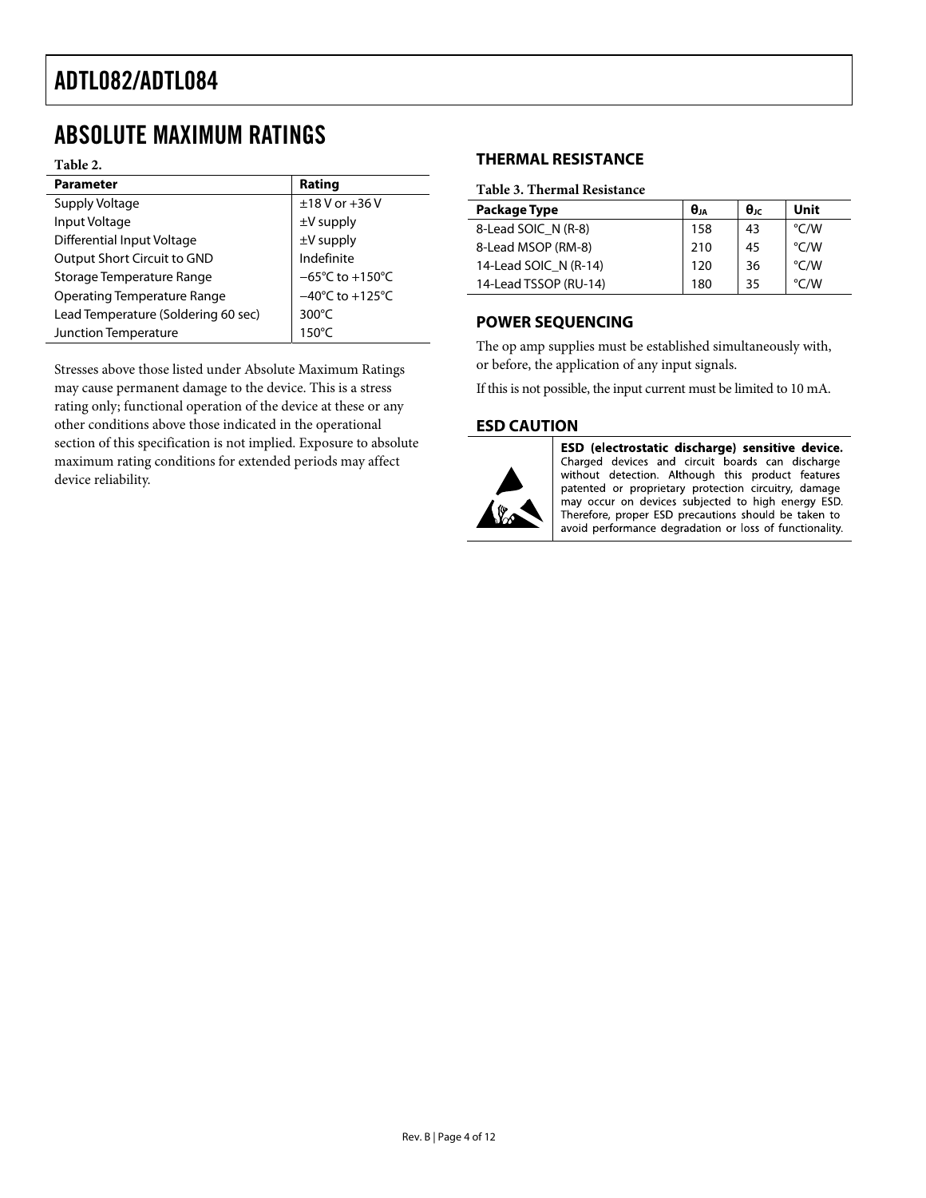# ABSOLUTE MAXIMUM RATINGS

**Table 2.**

| Parameter | Rating |
|---|---|
| Supply Voltage | ±18 V or +36 V |
| Input Voltage | ±V supply |
| Differential Input Voltage | ±V supply |
| Output Short Circuit to GND | Indefinite |
| Storage Temperature Range | −65°C to +150°C |
| Operating Temperature Range | −40°C to +125°C |
| Lead Temperature (Soldering 60 sec) | 300°C |
| Junction Temperature | 150°C |

Stresses above those listed under Absolute Maximum Ratings may cause permanent damage to the device. This is a stress rating only; functional operation of the device at these or any other conditions above those indicated in the operational section of this specification is not implied. Exposure to absolute maximum rating conditions for extended periods may affect device reliability.

## THERMAL RESISTANCE

**Table 3. Thermal Resistance**

| Package Type | $\theta_{JA}$ | $\theta_{JC}$ | Unit |
|---|---|---|---|
| 8-Lead SOIC_N (R-8) | 158 | 43 | °C/W |
| 8-Lead MSOP (RM-8) | 210 | 45 | °C/W |
| 14-Lead SOIC_N (R-14) | 120 | 36 | °C/W |
| 14-Lead TSSOP (RU-14) | 180 | 35 | °C/W |

## POWER SEQUENCING

The op amp supplies must be established simultaneously with, or before, the application of any input signals.

If this is not possible, the input current must be limited to 10 mA.

## ESD CAUTION

**ESD (electrostatic discharge) sensitive device.** Charged devices and circuit boards can discharge without detection. Although this product features patented or proprietary protection circuitry, damage may occur on devices subjected to high energy ESD. Therefore, proper ESD precautions should be taken to avoid performance degradation or loss of functionality.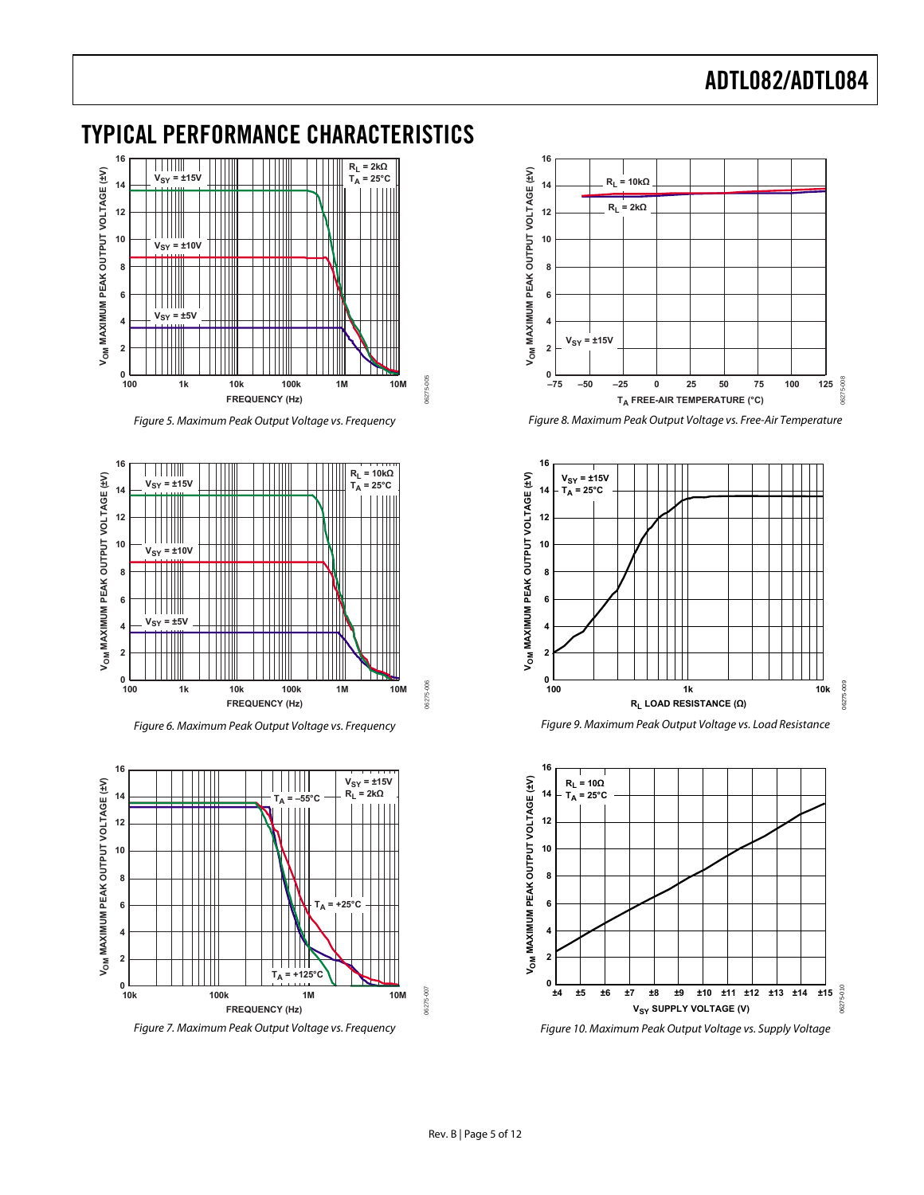## TYPICAL PERFORMANCE CHARACTERISTICS

Figure 5. Maximum Peak Output Voltage vs. Frequency

Figure 6. Maximum Peak Output Voltage vs. Frequency

Figure 7. Maximum Peak Output Voltage vs. Frequency

Figure 8. Maximum Peak Output Voltage vs. Free-Air Temperature

Figure 9. Maximum Peak Output Voltage vs. Load Resistance

Figure 10. Maximum Peak Output Voltage vs. Supply Voltage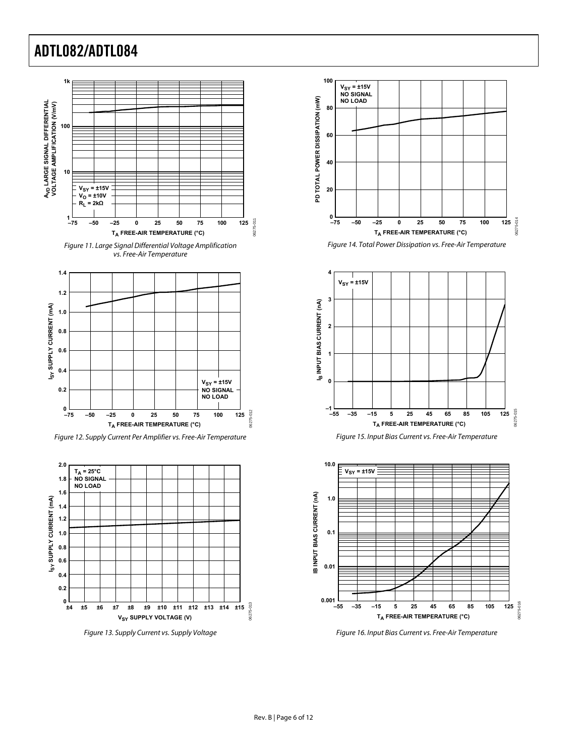Figure 11. Large Signal Differential Voltage Amplification vs. Free-Air Temperature

Figure 12. Supply Current Per Amplifier vs. Free-Air Temperature

Figure 13. Supply Current vs. Supply Voltage

Figure 14. Total Power Dissipation vs. Free-Air Temperature

Figure 15. Input Bias Current vs. Free-Air Temperature

Figure 16. Input Bias Current vs. Free-Air Temperature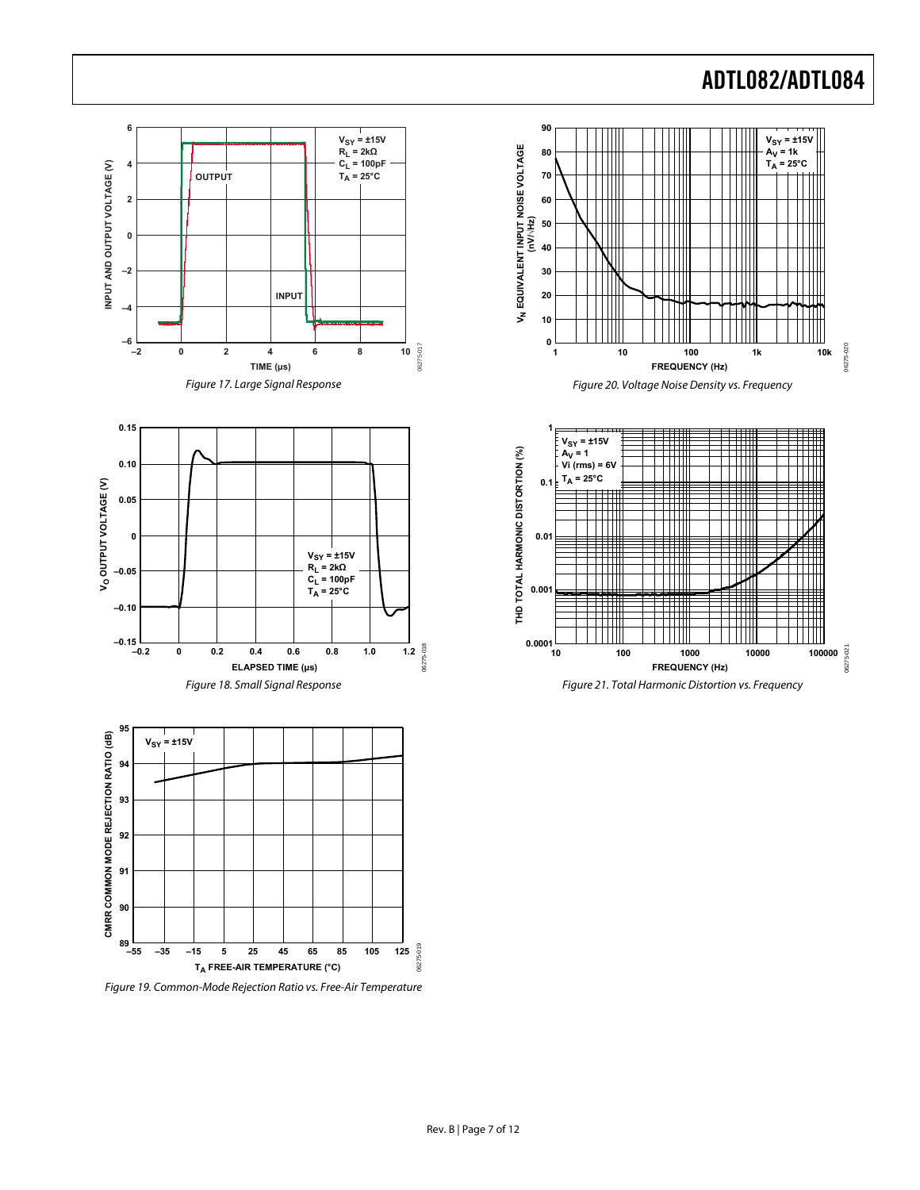Figure 17. Large Signal Response

Figure 18. Small Signal Response

Figure 19. Common-Mode Rejection Ratio vs. Free-Air Temperature

Figure 20. Voltage Noise Density vs. Frequency

Figure 21. Total Harmonic Distortion vs. Frequency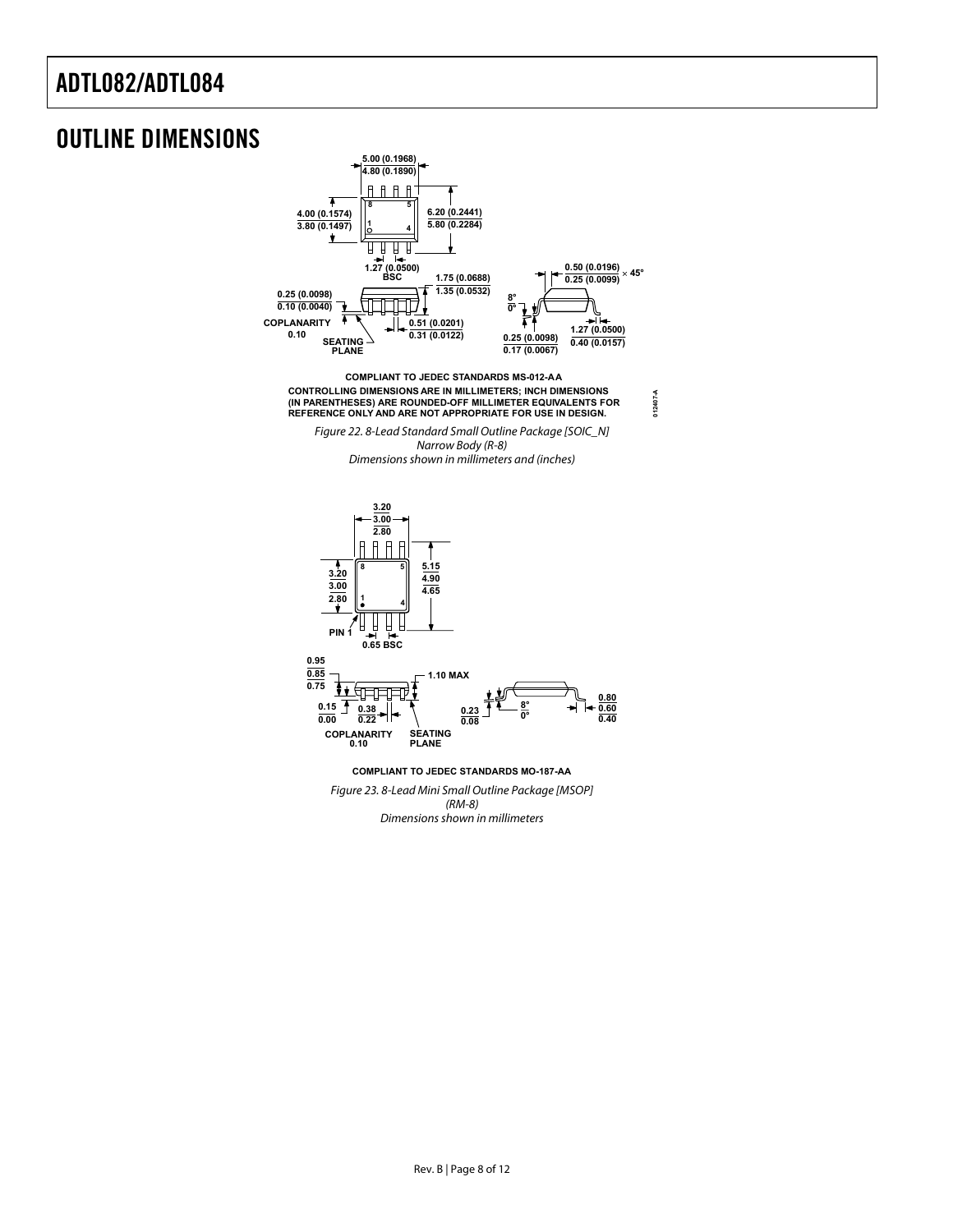# OUTLINE DIMENSIONS

COMPLIANT TO JEDEC STANDARDS MS-012-AA

CONTROLLING DIMENSIONS ARE IN MILLIMETERS; INCH DIMENSIONS (IN PARENTHESES) ARE ROUNDED-OFF MILLIMETER EQUIVALENTS FOR REFERENCE ONLY AND ARE NOT APPROPRIATE FOR USE IN DESIGN.

*Figure 22. 8-Lead Standard Small Outline Package [SOIC_N] Narrow Body (R-8) Dimensions shown in millimeters and (inches)*

COMPLIANT TO JEDEC STANDARDS MO-187-AA

*Figure 23. 8-Lead Mini Small Outline Package [MSOP] (RM-8) Dimensions shown in millimeters*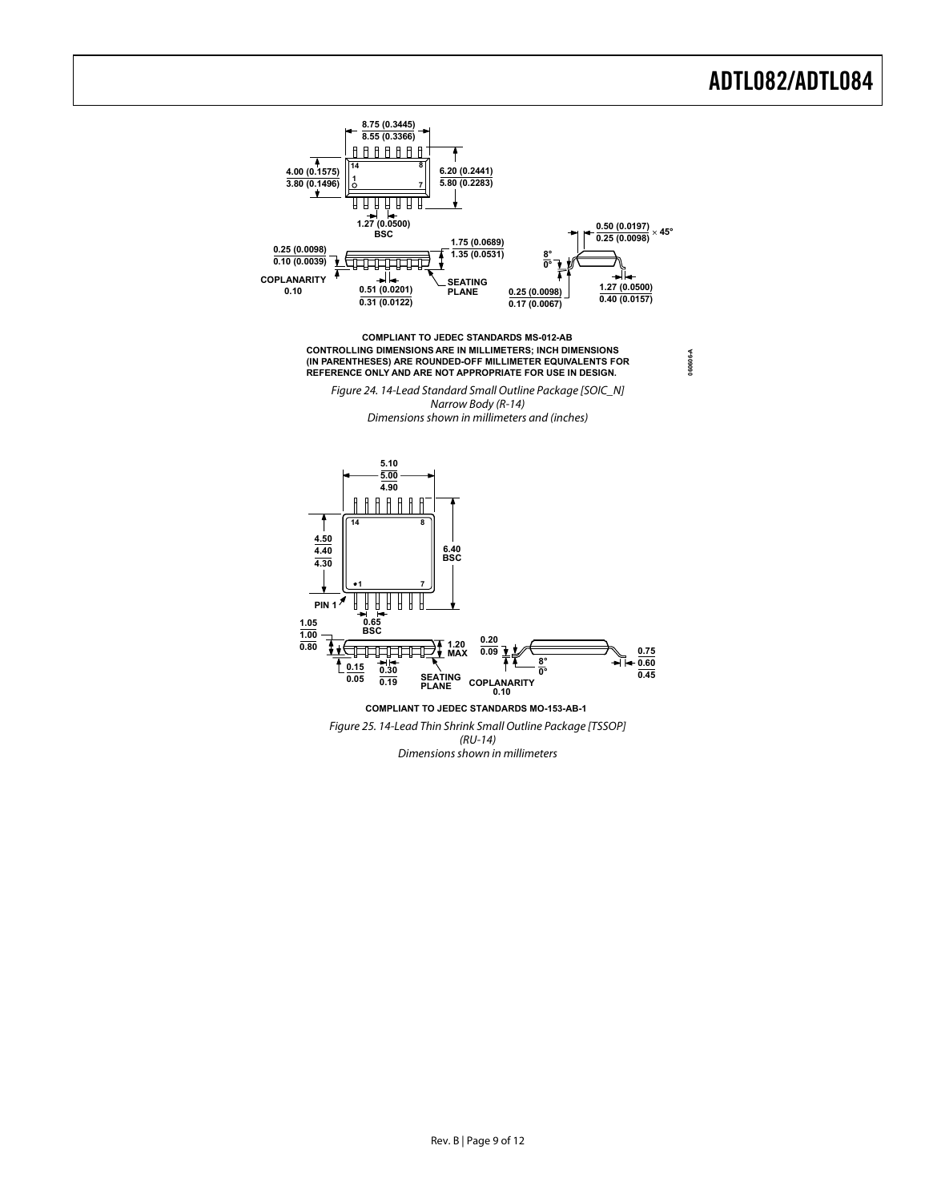COMPLIANT TO JEDEC STANDARDS MS-012-AB

CONTROLLING DIMENSIONS ARE IN MILLIMETERS; INCH DIMENSIONS (IN PARENTHESES) ARE ROUNDED-OFF MILLIMETER EQUIVALENTS FOR REFERENCE ONLY AND ARE NOT APPROPRIATE FOR USE IN DESIGN.

*Figure 24. 14-Lead Standard Small Outline Package [SOIC_N] Narrow Body (R-14) Dimensions shown in millimeters and (inches)*

COMPLIANT TO JEDEC STANDARDS MO-153-AB-1

*Figure 25. 14-Lead Thin Shrink Small Outline Package [TSSOP] (RU-14) Dimensions shown in millimeters*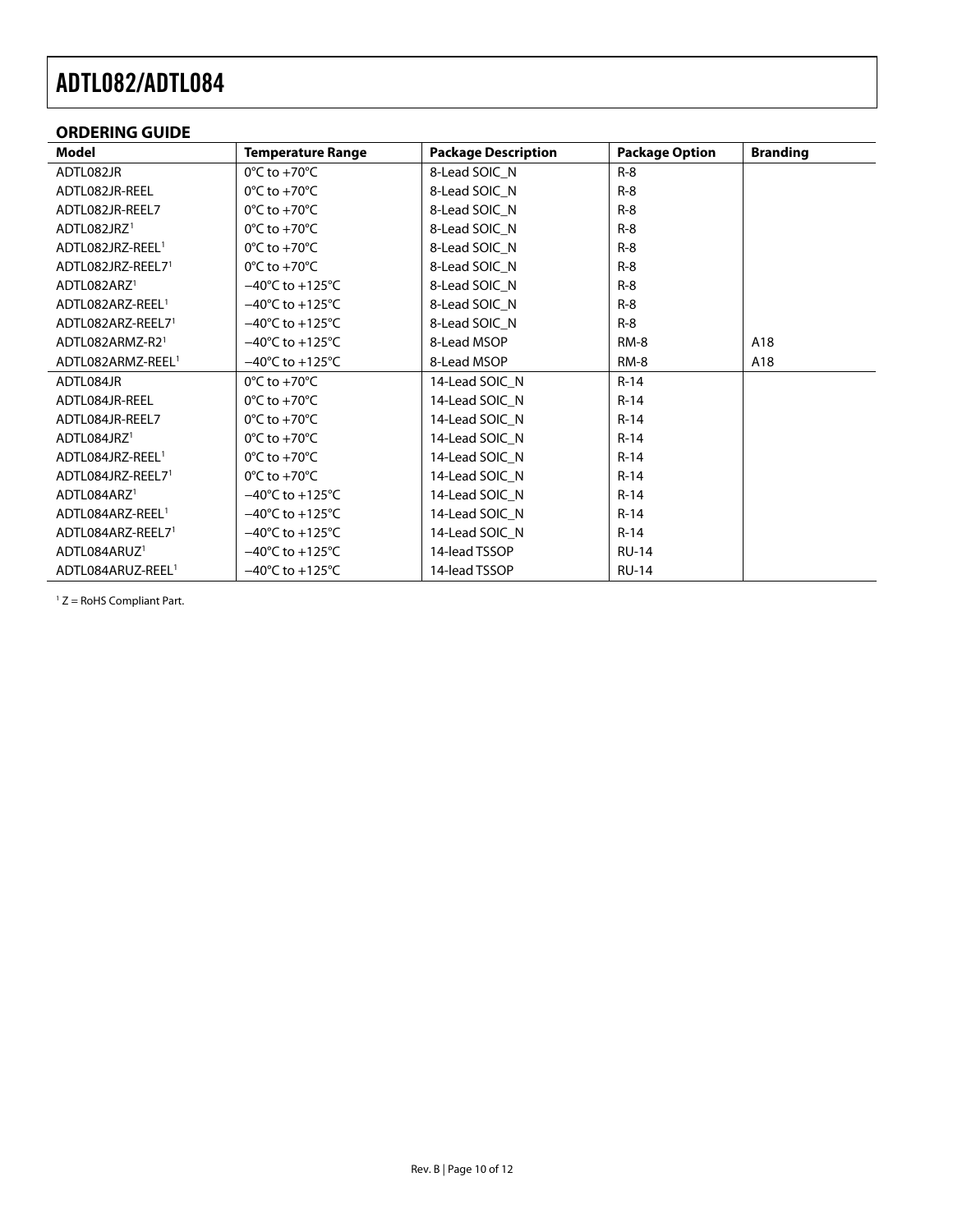## ORDERING GUIDE

| Model | Temperature Range | Package Description | Package Option | Branding |
|---|---|---|---|---|
| ADTL082JR | 0°C to +70°C | 8-Lead SOIC_N | R-8 | |
| ADTL082JR-REEL | 0°C to +70°C | 8-Lead SOIC_N | R-8 | |
| ADTL082JR-REEL7 | 0°C to +70°C | 8-Lead SOIC_N | R-8 | |
| ADTL082JRZ[1] | 0°C to +70°C | 8-Lead SOIC_N | R-8 | |
| ADTL082JRZ-REEL[1] | 0°C to +70°C | 8-Lead SOIC_N | R-8 | |
| ADTL082JRZ-REEL7[1] | 0°C to +70°C | 8-Lead SOIC_N | R-8 | |
| ADTL082ARZ[1] | −40°C to +125°C | 8-Lead SOIC_N | R-8 | |
| ADTL082ARZ-REEL[1] | −40°C to +125°C | 8-Lead SOIC_N | R-8 | |
| ADTL082ARZ-REEL7[1] | −40°C to +125°C | 8-Lead SOIC_N | R-8 | |
| ADTL082ARMZ-R2[1] | −40°C to +125°C | 8-Lead MSOP | RM-8 | A18 |
| ADTL082ARMZ-REEL[1] | −40°C to +125°C | 8-Lead MSOP | RM-8 | A18 |
| ADTL084JR | 0°C to +70°C | 14-Lead SOIC_N | R-14 | |
| ADTL084JR-REEL | 0°C to +70°C | 14-Lead SOIC_N | R-14 | |
| ADTL084JR-REEL7 | 0°C to +70°C | 14-Lead SOIC_N | R-14 | |
| ADTL084JRZ[1] | 0°C to +70°C | 14-Lead SOIC_N | R-14 | |
| ADTL084JRZ-REEL[1] | 0°C to +70°C | 14-Lead SOIC_N | R-14 | |
| ADTL084JRZ-REEL7[1] | 0°C to +70°C | 14-Lead SOIC_N | R-14 | |
| ADTL084ARZ[1] | −40°C to +125°C | 14-Lead SOIC_N | R-14 | |
| ADTL084ARZ-REEL[1] | −40°C to +125°C | 14-Lead SOIC_N | R-14 | |
| ADTL084ARZ-REEL7[1] | −40°C to +125°C | 14-Lead SOIC_N | R-14 | |
| ADTL084ARUZ[1] | −40°C to +125°C | 14-lead TSSOP | RU-14 | |
| ADTL084ARUZ-REEL[1] | −40°C to +125°C | 14-lead TSSOP | RU-14 | |

[1] Z = RoHS Compliant Part.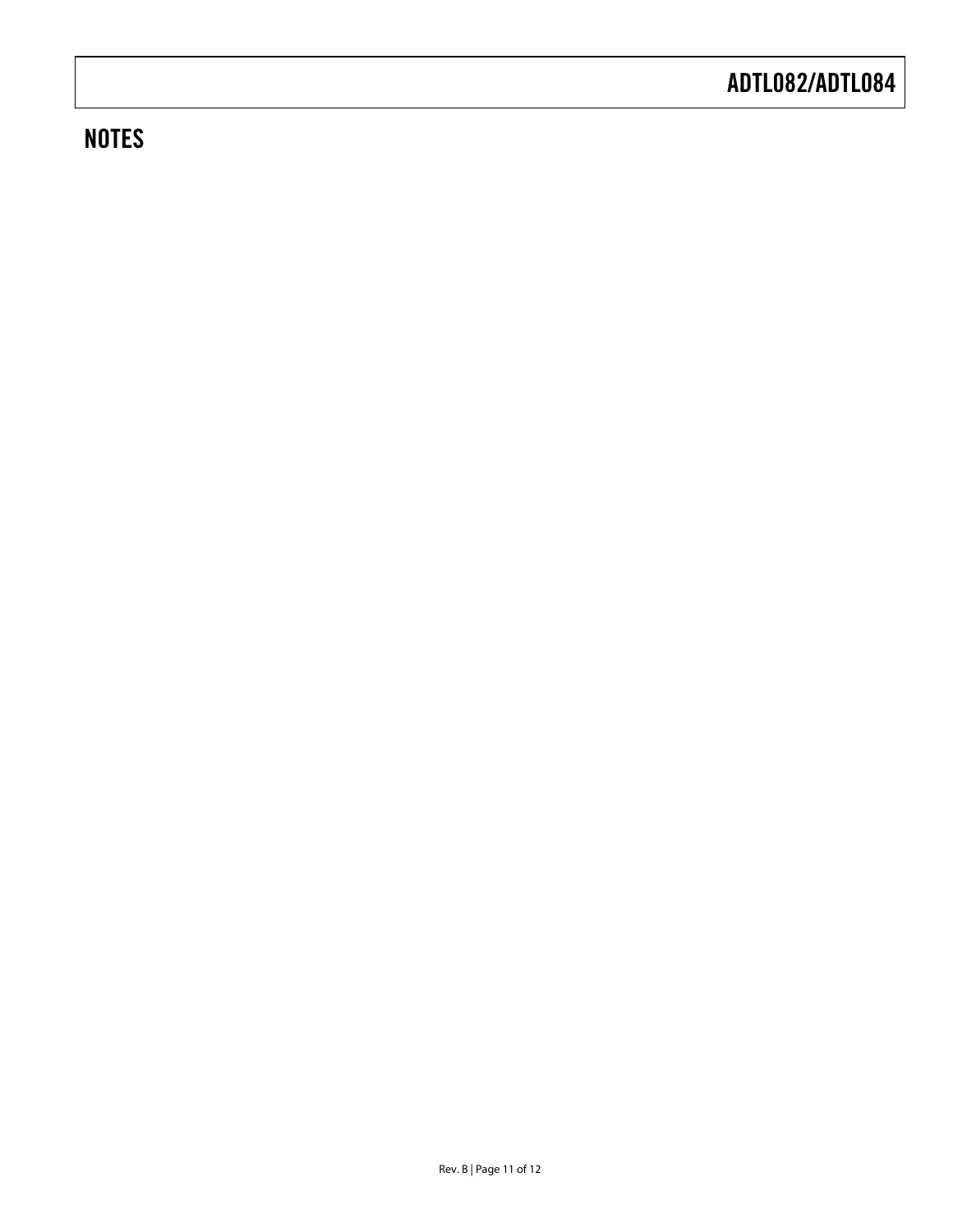## NOTES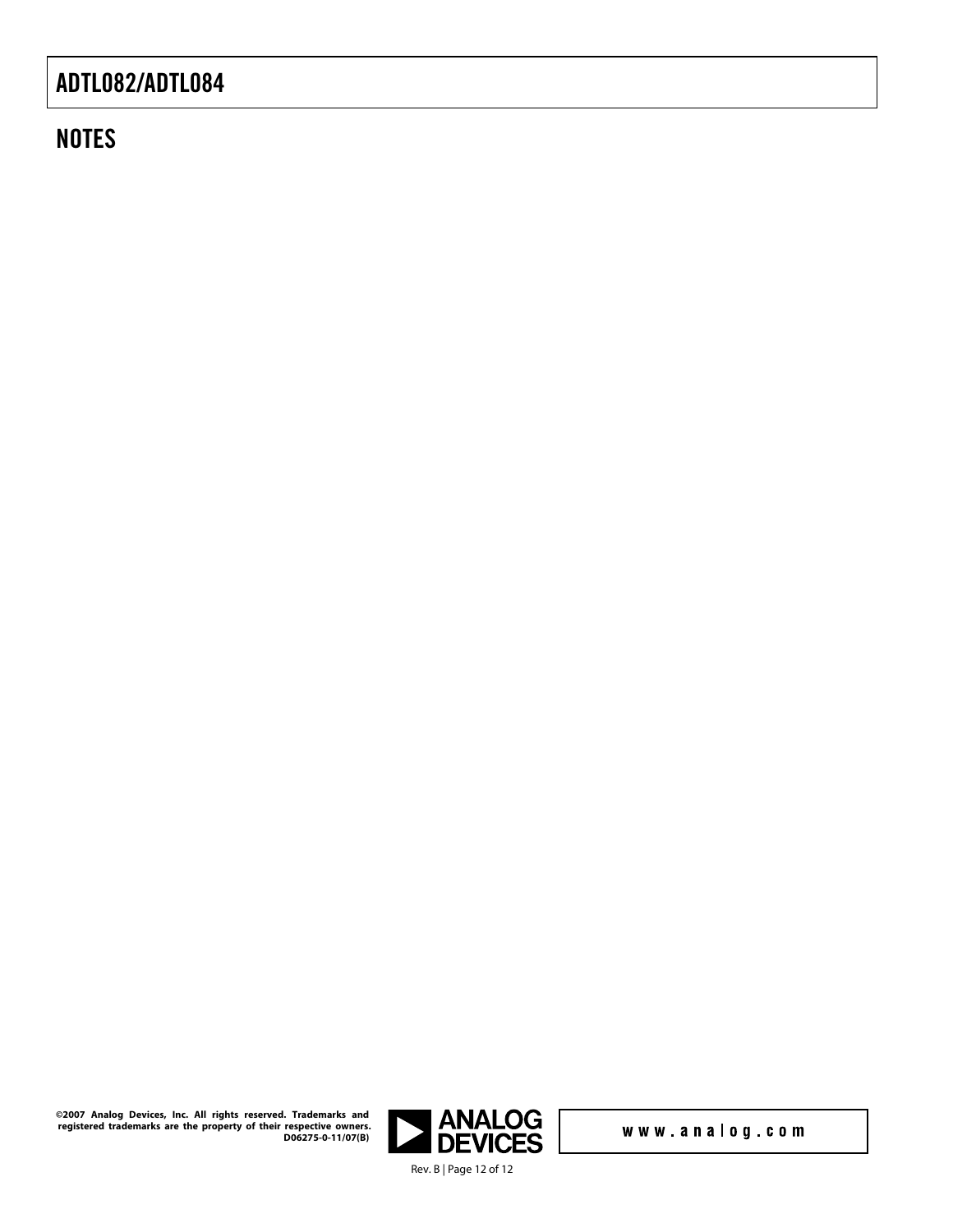## NOTES

©2007 Analog Devices, Inc. All rights reserved. Trademarks and registered trademarks are the property of their respective owners.
D06275-0-11/07(B)

www.analog.com